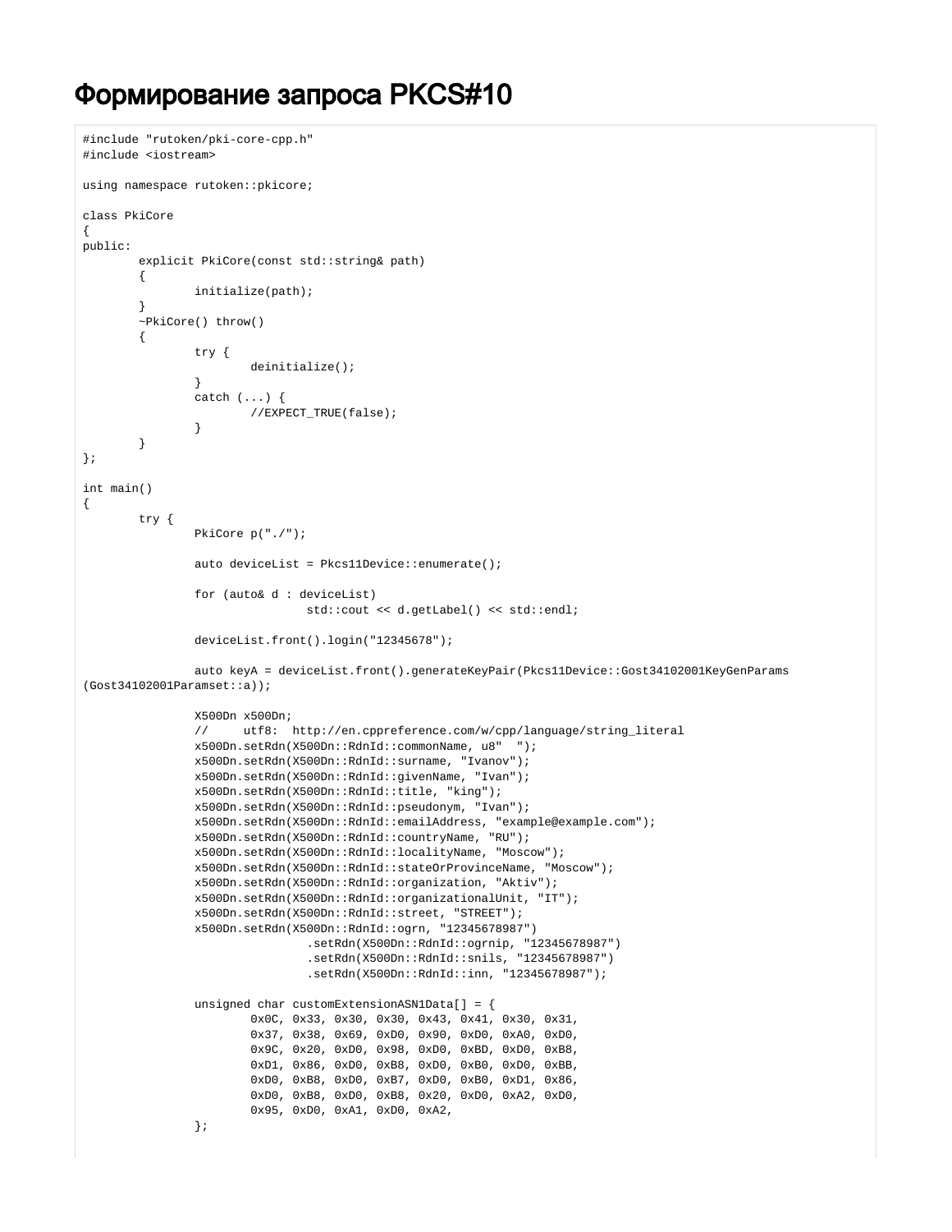# Формирование запроса PKCS#10

```
#include "rutoken/pki-core-cpp.h"
#include <iostream>

using namespace rutoken::pkicore;

class PkiCore
{
public:
        explicit PkiCore(const std::string& path)
        {
                initialize(path);
        }
        ~PkiCore() throw()
        {
                try {
                        deinitialize();
                }
                catch (...) {
                        //EXPECT_TRUE(false);
                }
        }
};

int main()
{
        try {
                PkiCore p("./");

                auto deviceList = Pkcs11Device::enumerate();

                for (auto& d : deviceList)
                                std::cout << d.getLabel() << std::endl;

                deviceList.front().login("12345678");

                auto keyA = deviceList.front().generateKeyPair(Pkcs11Device::Gost34102001KeyGenParams
(Gost34102001Paramset::a));

                X500Dn x500Dn;
                //     utf8:  http://en.cppreference.com/w/cpp/language/string_literal
                x500Dn.setRdn(X500Dn::RdnId::commonName, u8"  ");
                x500Dn.setRdn(X500Dn::RdnId::surname, "Ivanov");
                x500Dn.setRdn(X500Dn::RdnId::givenName, "Ivan");
                x500Dn.setRdn(X500Dn::RdnId::title, "king");
                x500Dn.setRdn(X500Dn::RdnId::pseudonym, "Ivan");
                x500Dn.setRdn(X500Dn::RdnId::emailAddress, "example@example.com");
                x500Dn.setRdn(X500Dn::RdnId::countryName, "RU");
                x500Dn.setRdn(X500Dn::RdnId::localityName, "Moscow");
                x500Dn.setRdn(X500Dn::RdnId::stateOrProvinceName, "Moscow");
                x500Dn.setRdn(X500Dn::RdnId::organization, "Aktiv");
                x500Dn.setRdn(X500Dn::RdnId::organizationalUnit, "IT");
                x500Dn.setRdn(X500Dn::RdnId::street, "STREET");
                x500Dn.setRdn(X500Dn::RdnId::ogrn, "12345678987")
                                .setRdn(X500Dn::RdnId::ogrnip, "12345678987")
                                .setRdn(X500Dn::RdnId::snils, "12345678987")
                                .setRdn(X500Dn::RdnId::inn, "12345678987");

                unsigned char customExtensionASN1Data[] = {
                        0x0C, 0x33, 0x30, 0x30, 0x43, 0x41, 0x30, 0x31,
                        0x37, 0x38, 0x69, 0xD0, 0x90, 0xD0, 0xA0, 0xD0,
                        0x9C, 0x20, 0xD0, 0x98, 0xD0, 0xBD, 0xD0, 0xB8,
                        0xD1, 0x86, 0xD0, 0xB8, 0xD0, 0xB0, 0xD0, 0xBB,
                        0xD0, 0xB8, 0xD0, 0xB7, 0xD0, 0xB0, 0xD1, 0x86,
                        0xD0, 0xB8, 0xD0, 0xB8, 0x20, 0xD0, 0xA2, 0xD0,
                        0x95, 0xD0, 0xA1, 0xD0, 0xA2,
                };
```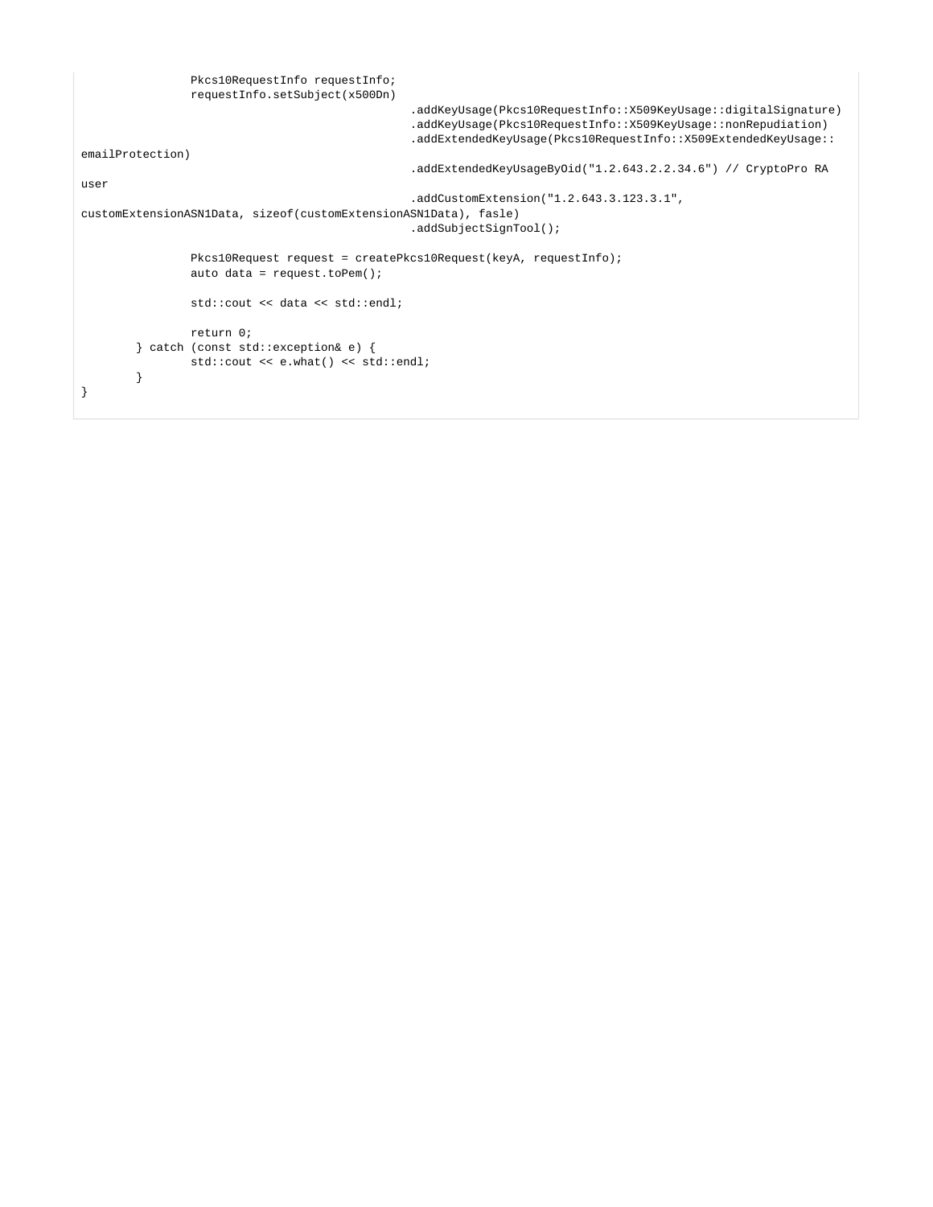```
		Pkcs10RequestInfo requestInfo;
		requestInfo.setSubject(x500Dn)
						.addKeyUsage(Pkcs10RequestInfo::X509KeyUsage::digitalSignature)
						.addKeyUsage(Pkcs10RequestInfo::X509KeyUsage::nonRepudiation)
						.addExtendedKeyUsage(Pkcs10RequestInfo::X509ExtendedKeyUsage::
emailProtection)
						.addExtendedKeyUsageByOid("1.2.643.2.2.34.6") // CryptoPro RA
user
						.addCustomExtension("1.2.643.3.123.3.1",
customExtensionASN1Data, sizeof(customExtensionASN1Data), fasle)
						.addSubjectSignTool();

		Pkcs10Request request = createPkcs10Request(keyA, requestInfo);
		auto data = request.toPem();

		std::cout << data << std::endl;

		return 0;
	} catch (const std::exception& e) {
		std::cout << e.what() << std::endl;
	}
}
```